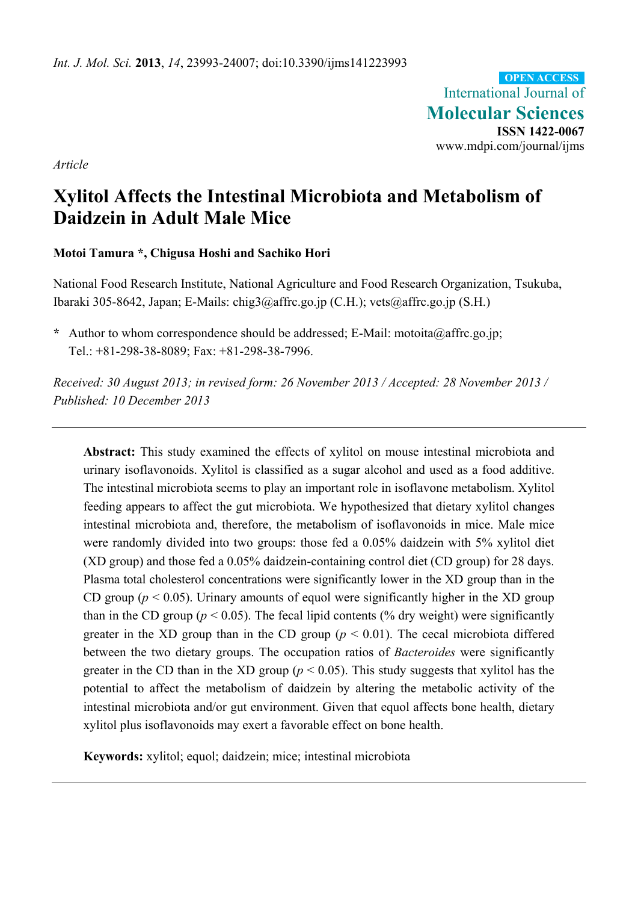*Article*

# Xylitol Affects the Intestinal Microbiota and Metabolism of Daidzein in Adult Male Mice

**Motoi Tamura \*, Chigusa Hoshi and Sachiko Hori**

National Food Research Institute, National Agriculture and Food Research Organization, Tsukuba, Ibaraki 305-8642, Japan; E-Mails: chig3@affrc.go.jp (C.H.); vets@affrc.go.jp (S.H.)

\* Author to whom correspondence should be addressed; E-Mail: motoita@affrc.go.jp; Tel.: +81-298-38-8089; Fax: +81-298-38-7996.

*Received: 30 August 2013; in revised form: 26 November 2013 / Accepted: 28 November 2013 / Published: 10 December 2013*

---

**Abstract:** This study examined the effects of xylitol on mouse intestinal microbiota and urinary isoflavonoids. Xylitol is classified as a sugar alcohol and used as a food additive. The intestinal microbiota seems to play an important role in isoflavone metabolism. Xylitol feeding appears to affect the gut microbiota. We hypothesized that dietary xylitol changes intestinal microbiota and, therefore, the metabolism of isoflavonoids in mice. Male mice were randomly divided into two groups: those fed a 0.05% daidzein with 5% xylitol diet (XD group) and those fed a 0.05% daidzein-containing control diet (CD group) for 28 days. Plasma total cholesterol concentrations were significantly lower in the XD group than in the CD group ($p < 0.05$). Urinary amounts of equol were significantly higher in the XD group than in the CD group ($p < 0.05$). The fecal lipid contents (% dry weight) were significantly greater in the XD group than in the CD group ($p < 0.01$). The cecal microbiota differed between the two dietary groups. The occupation ratios of *Bacteroides* were significantly greater in the CD than in the XD group ($p < 0.05$). This study suggests that xylitol has the potential to affect the metabolism of daidzein by altering the metabolic activity of the intestinal microbiota and/or gut environment. Given that equol affects bone health, dietary xylitol plus isoflavonoids may exert a favorable effect on bone health.

**Keywords:** xylitol; equol; daidzein; mice; intestinal microbiota

---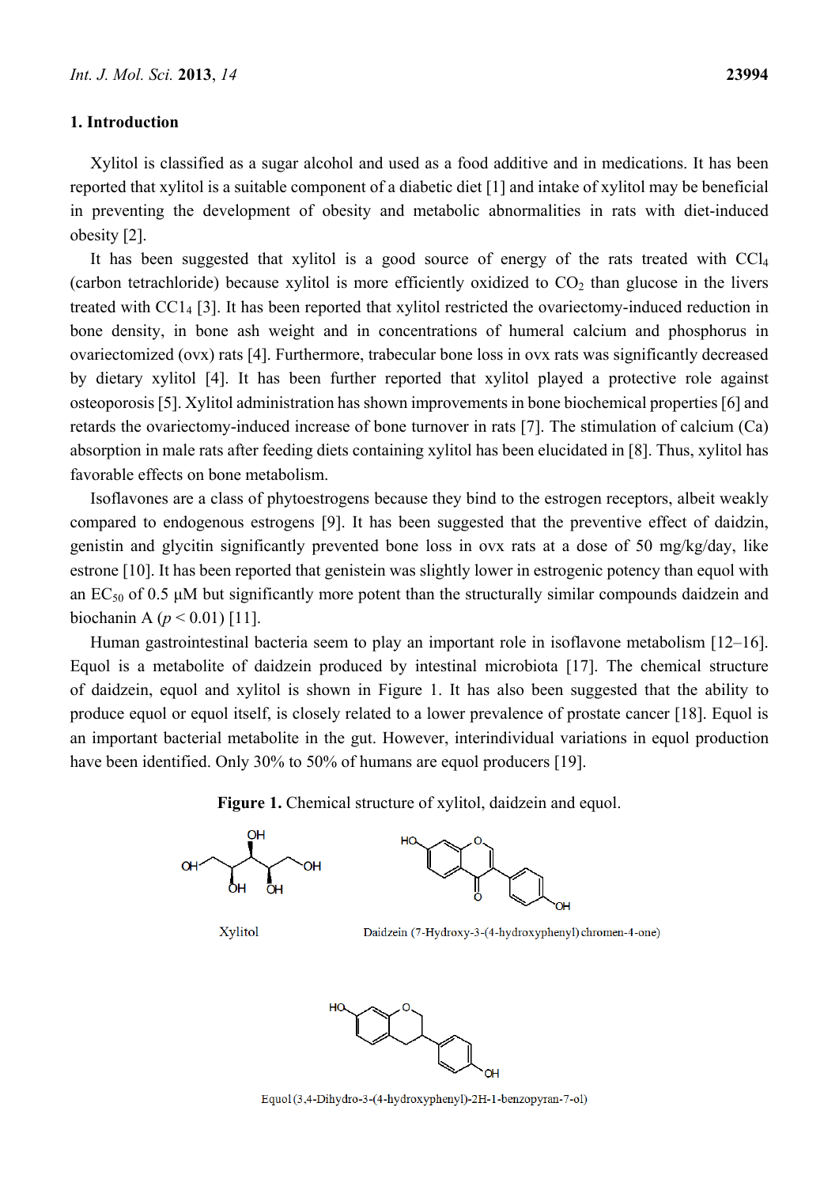## 1. Introduction

Xylitol is classified as a sugar alcohol and used as a food additive and in medications. It has been reported that xylitol is a suitable component of a diabetic diet [1] and intake of xylitol may be beneficial in preventing the development of obesity and metabolic abnormalities in rats with diet-induced obesity [2].

It has been suggested that xylitol is a good source of energy of the rats treated with $CCl_4$ (carbon tetrachloride) because xylitol is more efficiently oxidized to $CO_2$ than glucose in the livers treated with $CC1_4$ [3]. It has been reported that xylitol restricted the ovariectomy-induced reduction in bone density, in bone ash weight and in concentrations of humeral calcium and phosphorus in ovariectomized (ovx) rats [4]. Furthermore, trabecular bone loss in ovx rats was significantly decreased by dietary xylitol [4]. It has been further reported that xylitol played a protective role against osteoporosis [5]. Xylitol administration has shown improvements in bone biochemical properties [6] and retards the ovariectomy-induced increase of bone turnover in rats [7]. The stimulation of calcium (Ca) absorption in male rats after feeding diets containing xylitol has been elucidated in [8]. Thus, xylitol has favorable effects on bone metabolism.

Isoflavones are a class of phytoestrogens because they bind to the estrogen receptors, albeit weakly compared to endogenous estrogens [9]. It has been suggested that the preventive effect of daidzin, genistin and glycitin significantly prevented bone loss in ovx rats at a dose of 50 mg/kg/day, like estrone [10]. It has been reported that genistein was slightly lower in estrogenic potency than equol with an $EC_{50}$ of 0.5 μM but significantly more potent than the structurally similar compounds daidzein and biochanin A ($p < 0.01$) [11].

Human gastrointestinal bacteria seem to play an important role in isoflavone metabolism [12–16]. Equol is a metabolite of daidzein produced by intestinal microbiota [17]. The chemical structure of daidzein, equol and xylitol is shown in Figure 1. It has also been suggested that the ability to produce equol or equol itself, is closely related to a lower prevalence of prostate cancer [18]. Equol is an important bacterial metabolite in the gut. However, interindividual variations in equol production have been identified. Only 30% to 50% of humans are equol producers [19].

**Figure 1.** Chemical structure of xylitol, daidzein and equol.

Xylitol

Daidzein (7-Hydroxy-3-(4-hydroxyphenyl) chromen-4-one)

Equol (3,4-Dihydro-3-(4-hydroxyphenyl)-2H-1-benzopyran-7-ol)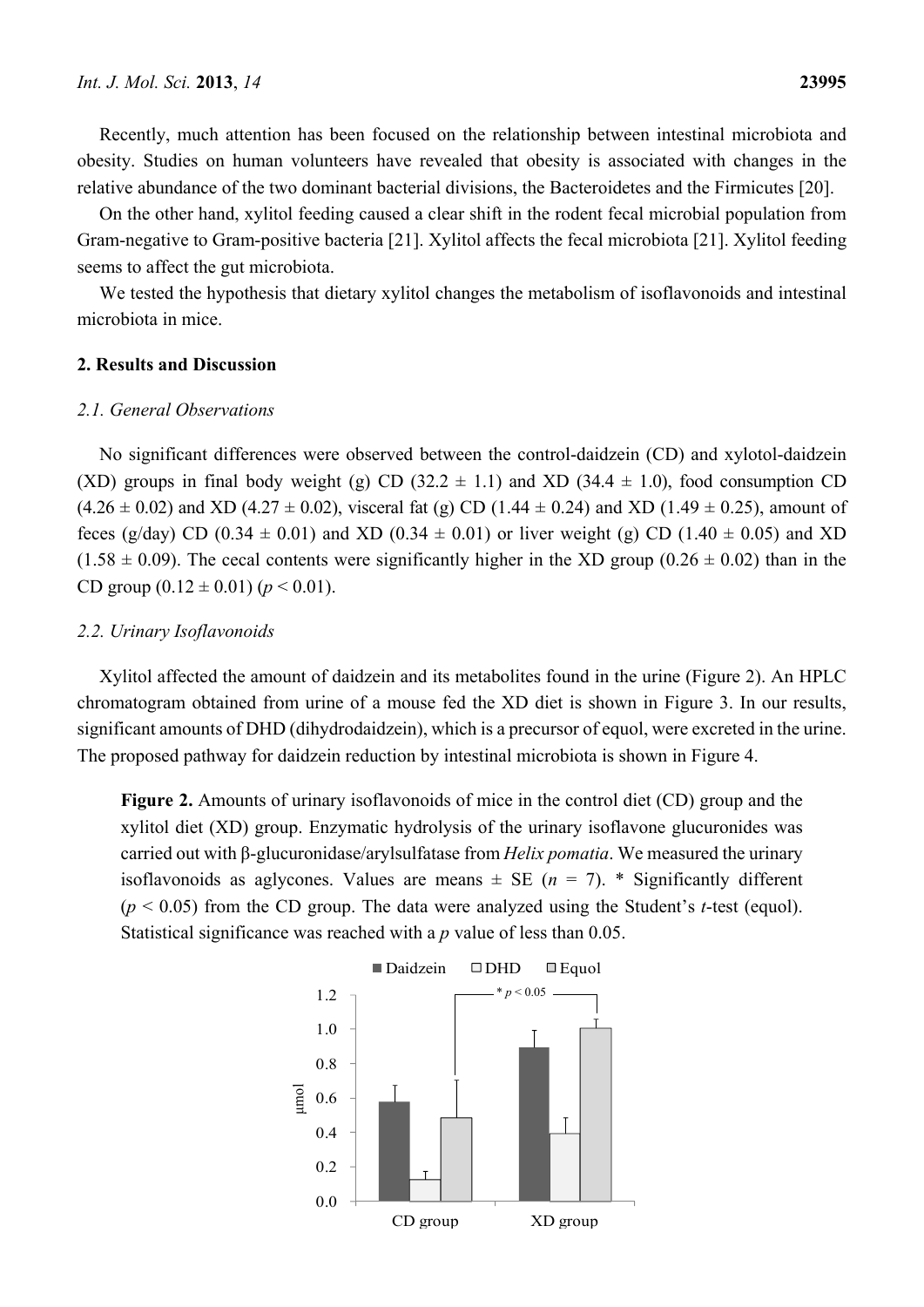Recently, much attention has been focused on the relationship between intestinal microbiota and obesity. Studies on human volunteers have revealed that obesity is associated with changes in the relative abundance of the two dominant bacterial divisions, the Bacteroidetes and the Firmicutes [20].

On the other hand, xylitol feeding caused a clear shift in the rodent fecal microbial population from Gram-negative to Gram-positive bacteria [21]. Xylitol affects the fecal microbiota [21]. Xylitol feeding seems to affect the gut microbiota.

We tested the hypothesis that dietary xylitol changes the metabolism of isoflavonoids and intestinal microbiota in mice.

## 2. Results and Discussion

### 2.1. General Observations

No significant differences were observed between the control-daidzein (CD) and xylotol-daidzein (XD) groups in final body weight (g) CD (32.2 ± 1.1) and XD (34.4 ± 1.0), food consumption CD (4.26 ± 0.02) and XD (4.27 ± 0.02), visceral fat (g) CD (1.44 ± 0.24) and XD (1.49 ± 0.25), amount of feces (g/day) CD (0.34 ± 0.01) and XD (0.34 ± 0.01) or liver weight (g) CD (1.40 ± 0.05) and XD (1.58 ± 0.09). The cecal contents were significantly higher in the XD group (0.26 ± 0.02) than in the CD group (0.12 ± 0.01) ($p < 0.01$).

### 2.2. Urinary Isoflavonoids

Xylitol affected the amount of daidzein and its metabolites found in the urine (Figure 2). An HPLC chromatogram obtained from urine of a mouse fed the XD diet is shown in Figure 3. In our results, significant amounts of DHD (dihydrodaidzein), which is a precursor of equol, were excreted in the urine. The proposed pathway for daidzein reduction by intestinal microbiota is shown in Figure 4.

**Figure 2.** Amounts of urinary isoflavonoids of mice in the control diet (CD) group and the xylitol diet (XD) group. Enzymatic hydrolysis of the urinary isoflavone glucuronides was carried out with β-glucuronidase/arylsulfatase from *Helix pomatia*. We measured the urinary isoflavonoids as aglycones. Values are means ± SE ($n = 7$). * Significantly different ($p < 0.05$) from the CD group. The data were analyzed using the Student's *t*-test (equol). Statistical significance was reached with a $p$ value of less than 0.05.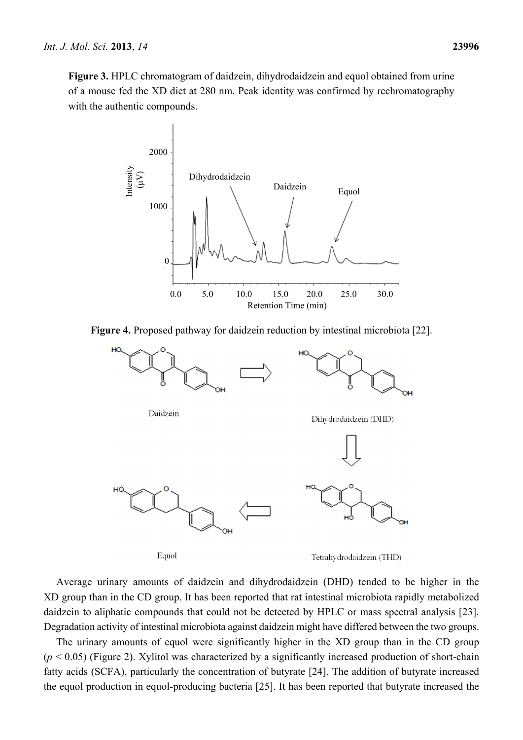**Figure 3.** HPLC chromatogram of daidzein, dihydrodaidzein and equol obtained from urine of a mouse fed the XD diet at 280 nm. Peak identity was confirmed by rechromatography with the authentic compounds.

**Figure 4.** Proposed pathway for daidzein reduction by intestinal microbiota [22].

Average urinary amounts of daidzein and dihydrodaidzein (DHD) tended to be higher in the XD group than in the CD group. It has been reported that rat intestinal microbiota rapidly metabolized daidzein to aliphatic compounds that could not be detected by HPLC or mass spectral analysis [23]. Degradation activity of intestinal microbiota against daidzein might have differed between the two groups.

The urinary amounts of equol were significantly higher in the XD group than in the CD group ($p < 0.05$) (Figure 2). Xylitol was characterized by a significantly increased production of short-chain fatty acids (SCFA), particularly the concentration of butyrate [24]. The addition of butyrate increased the equol production in equol-producing bacteria [25]. It has been reported that butyrate increased the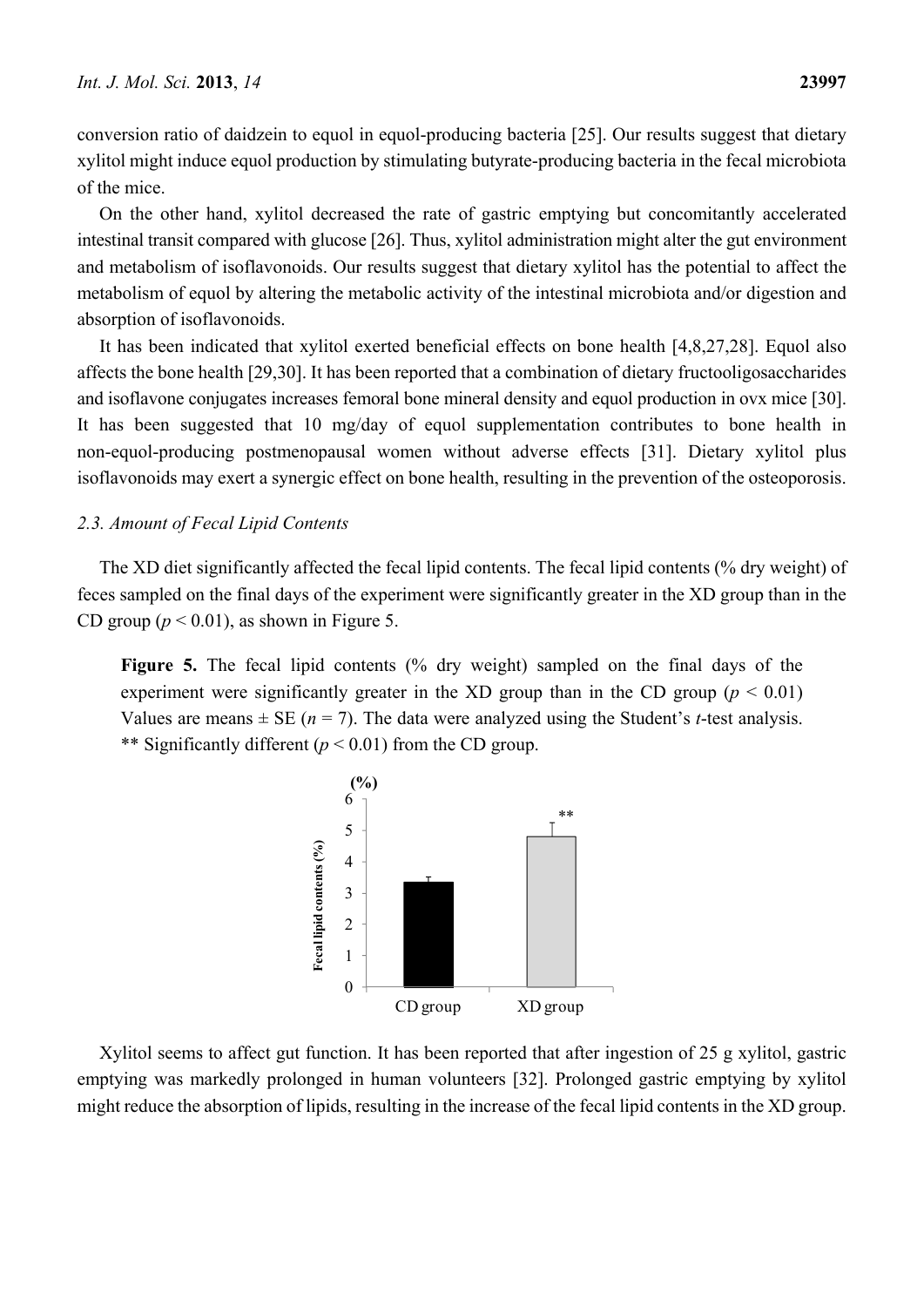conversion ratio of daidzein to equol in equol-producing bacteria [25]. Our results suggest that dietary xylitol might induce equol production by stimulating butyrate-producing bacteria in the fecal microbiota of the mice.

On the other hand, xylitol decreased the rate of gastric emptying but concomitantly accelerated intestinal transit compared with glucose [26]. Thus, xylitol administration might alter the gut environment and metabolism of isoflavonoids. Our results suggest that dietary xylitol has the potential to affect the metabolism of equol by altering the metabolic activity of the intestinal microbiota and/or digestion and absorption of isoflavonoids.

It has been indicated that xylitol exerted beneficial effects on bone health [4,8,27,28]. Equol also affects the bone health [29,30]. It has been reported that a combination of dietary fructooligosaccharides and isoflavone conjugates increases femoral bone mineral density and equol production in ovx mice [30]. It has been suggested that 10 mg/day of equol supplementation contributes to bone health in non-equol-producing postmenopausal women without adverse effects [31]. Dietary xylitol plus isoflavonoids may exert a synergic effect on bone health, resulting in the prevention of the osteoporosis.

### *2.3. Amount of Fecal Lipid Contents*

The XD diet significantly affected the fecal lipid contents. The fecal lipid contents (% dry weight) of feces sampled on the final days of the experiment were significantly greater in the XD group than in the CD group ($p < 0.01$), as shown in Figure 5.

**Figure 5.** The fecal lipid contents (% dry weight) sampled on the final days of the experiment were significantly greater in the XD group than in the CD group ($p < 0.01$) Values are means ± SE ($n = 7$). The data were analyzed using the Student's *t*-test analysis. ** Significantly different ($p < 0.01$) from the CD group.

Xylitol seems to affect gut function. It has been reported that after ingestion of 25 g xylitol, gastric emptying was markedly prolonged in human volunteers [32]. Prolonged gastric emptying by xylitol might reduce the absorption of lipids, resulting in the increase of the fecal lipid contents in the XD group.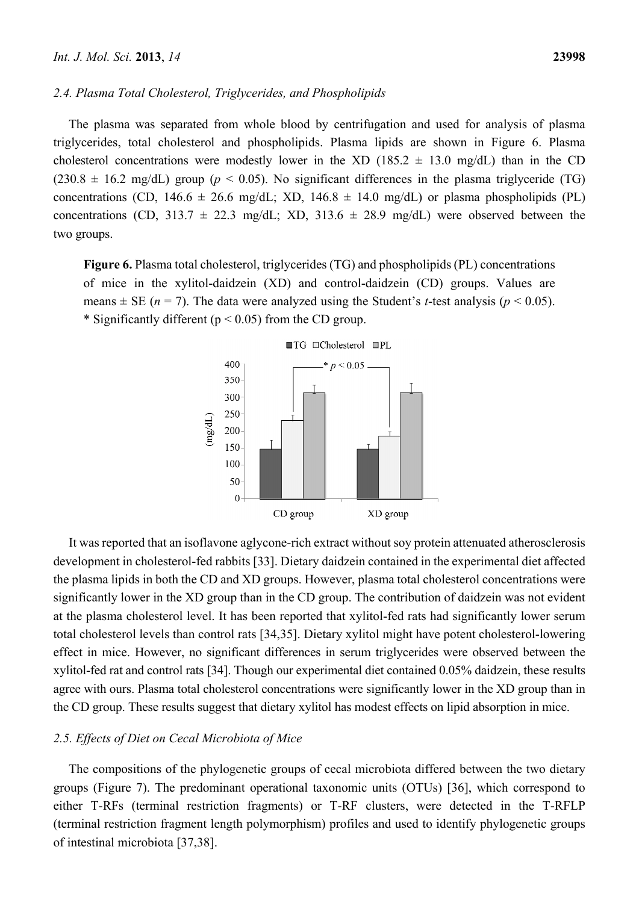### 2.4. Plasma Total Cholesterol, Triglycerides, and Phospholipids

The plasma was separated from whole blood by centrifugation and used for analysis of plasma triglycerides, total cholesterol and phospholipids. Plasma lipids are shown in Figure 6. Plasma cholesterol concentrations were modestly lower in the XD (185.2 ± 13.0 mg/dL) than in the CD (230.8 ± 16.2 mg/dL) group ($p < 0.05$). No significant differences in the plasma triglyceride (TG) concentrations (CD, 146.6 ± 26.6 mg/dL; XD, 146.8 ± 14.0 mg/dL) or plasma phospholipids (PL) concentrations (CD, 313.7 ± 22.3 mg/dL; XD, 313.6 ± 28.9 mg/dL) were observed between the two groups.

**Figure 6.** Plasma total cholesterol, triglycerides (TG) and phospholipids (PL) concentrations of mice in the xylitol-daidzein (XD) and control-daidzein (CD) groups. Values are means ± SE ($n = 7$). The data were analyzed using the Student's *t*-test analysis ($p < 0.05$). * Significantly different ($p < 0.05$) from the CD group.

It was reported that an isoflavone aglycone-rich extract without soy protein attenuated atherosclerosis development in cholesterol-fed rabbits [33]. Dietary daidzein contained in the experimental diet affected the plasma lipids in both the CD and XD groups. However, plasma total cholesterol concentrations were significantly lower in the XD group than in the CD group. The contribution of daidzein was not evident at the plasma cholesterol level. It has been reported that xylitol-fed rats had significantly lower serum total cholesterol levels than control rats [34,35]. Dietary xylitol might have potent cholesterol-lowering effect in mice. However, no significant differences in serum triglycerides were observed between the xylitol-fed rat and control rats [34]. Though our experimental diet contained 0.05% daidzein, these results agree with ours. Plasma total cholesterol concentrations were significantly lower in the XD group than in the CD group. These results suggest that dietary xylitol has modest effects on lipid absorption in mice.

### 2.5. Effects of Diet on Cecal Microbiota of Mice

The compositions of the phylogenetic groups of cecal microbiota differed between the two dietary groups (Figure 7). The predominant operational taxonomic units (OTUs) [36], which correspond to either T-RFs (terminal restriction fragments) or T-RF clusters, were detected in the T-RFLP (terminal restriction fragment length polymorphism) profiles and used to identify phylogenetic groups of intestinal microbiota [37,38].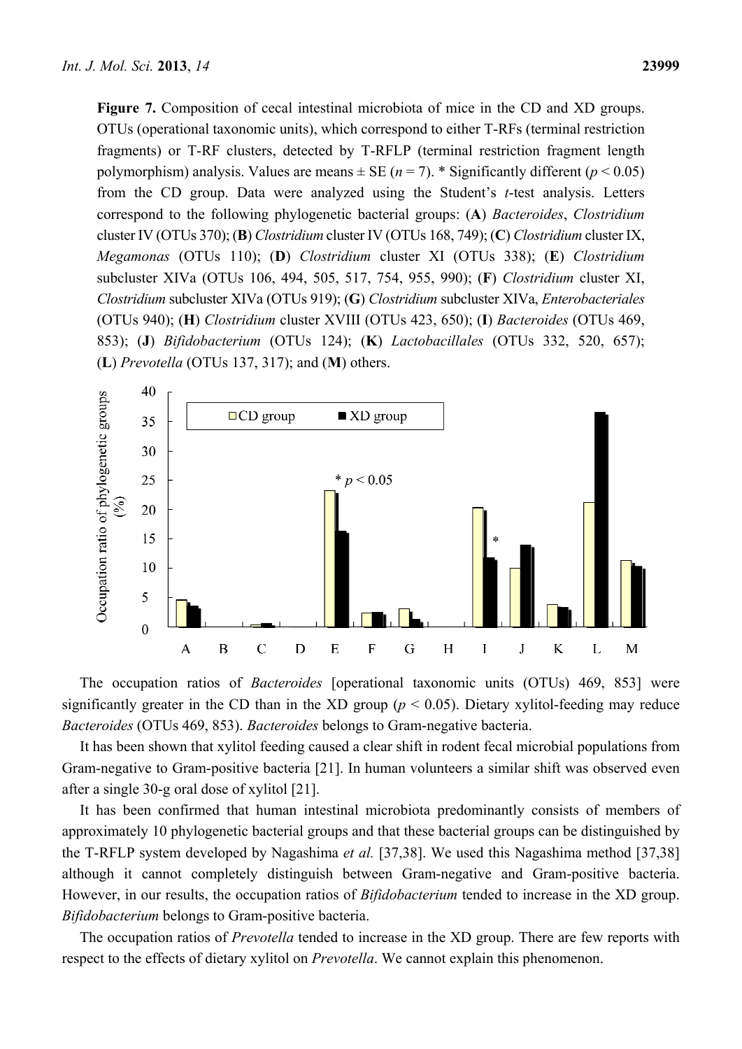**Figure 7.** Composition of cecal intestinal microbiota of mice in the CD and XD groups. OTUs (operational taxonomic units), which correspond to either T-RFs (terminal restriction fragments) or T-RF clusters, detected by T-RFLP (terminal restriction fragment length polymorphism) analysis. Values are means ± SE ($n = 7$). * Significantly different ($p < 0.05$) from the CD group. Data were analyzed using the Student's *t*-test analysis. Letters correspond to the following phylogenetic bacterial groups: (**A**) *Bacteroides*, *Clostridium* cluster IV (OTUs 370); (**B**) *Clostridium* cluster IV (OTUs 168, 749); (**C**) *Clostridium* cluster IX, *Megamonas* (OTUs 110); (**D**) *Clostridium* cluster XI (OTUs 338); (**E**) *Clostridium* subcluster XIVa (OTUs 106, 494, 505, 517, 754, 955, 990); (**F**) *Clostridium* cluster XI, *Clostridium* subcluster XIVa (OTUs 919); (**G**) *Clostridium* subcluster XIVa, *Enterobacteriales* (OTUs 940); (**H**) *Clostridium* cluster XVIII (OTUs 423, 650); (**I**) *Bacteroides* (OTUs 469, 853); (**J**) *Bifidobacterium* (OTUs 124); (**K**) *Lactobacillales* (OTUs 332, 520, 657); (**L**) *Prevotella* (OTUs 137, 317); and (**M**) others.

The occupation ratios of *Bacteroides* [operational taxonomic units (OTUs) 469, 853] were significantly greater in the CD than in the XD group ($p < 0.05$). Dietary xylitol-feeding may reduce *Bacteroides* (OTUs 469, 853). *Bacteroides* belongs to Gram-negative bacteria.

It has been shown that xylitol feeding caused a clear shift in rodent fecal microbial populations from Gram-negative to Gram-positive bacteria [21]. In human volunteers a similar shift was observed even after a single 30-g oral dose of xylitol [21].

It has been confirmed that human intestinal microbiota predominantly consists of members of approximately 10 phylogenetic bacterial groups and that these bacterial groups can be distinguished by the T-RFLP system developed by Nagashima *et al.* [37,38]. We used this Nagashima method [37,38] although it cannot completely distinguish between Gram-negative and Gram-positive bacteria. However, in our results, the occupation ratios of *Bifidobacterium* tended to increase in the XD group. *Bifidobacterium* belongs to Gram-positive bacteria.

The occupation ratios of *Prevotella* tended to increase in the XD group. There are few reports with respect to the effects of dietary xylitol on *Prevotella*. We cannot explain this phenomenon.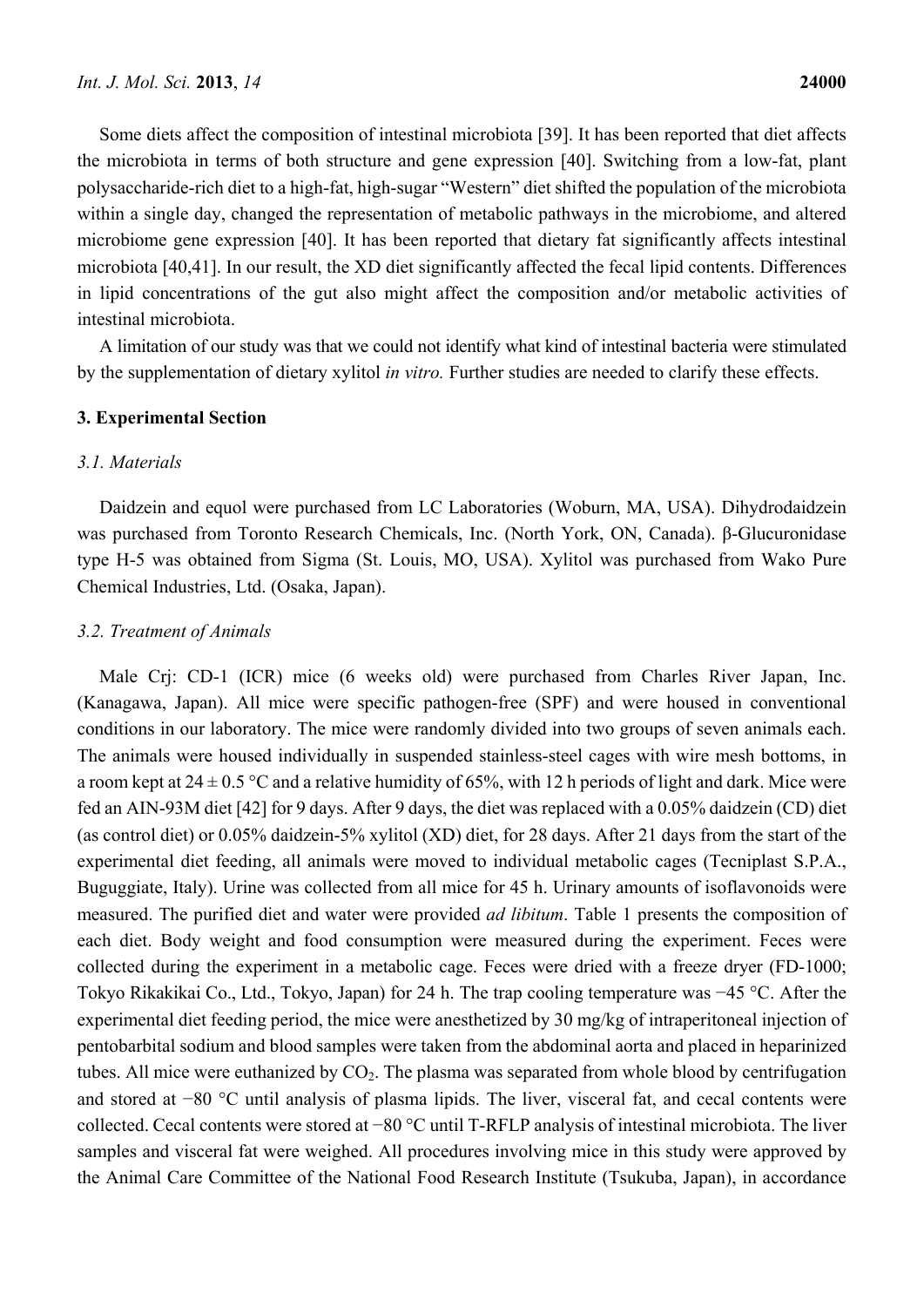Some diets affect the composition of intestinal microbiota [39]. It has been reported that diet affects the microbiota in terms of both structure and gene expression [40]. Switching from a low-fat, plant polysaccharide-rich diet to a high-fat, high-sugar "Western" diet shifted the population of the microbiota within a single day, changed the representation of metabolic pathways in the microbiome, and altered microbiome gene expression [40]. It has been reported that dietary fat significantly affects intestinal microbiota [40,41]. In our result, the XD diet significantly affected the fecal lipid contents. Differences in lipid concentrations of the gut also might affect the composition and/or metabolic activities of intestinal microbiota.

A limitation of our study was that we could not identify what kind of intestinal bacteria were stimulated by the supplementation of dietary xylitol *in vitro.* Further studies are needed to clarify these effects.

## 3. Experimental Section

### 3.1. Materials

Daidzein and equol were purchased from LC Laboratories (Woburn, MA, USA). Dihydrodaidzein was purchased from Toronto Research Chemicals, Inc. (North York, ON, Canada). β-Glucuronidase type H-5 was obtained from Sigma (St. Louis, MO, USA). Xylitol was purchased from Wako Pure Chemical Industries, Ltd. (Osaka, Japan).

### 3.2. Treatment of Animals

Male Crj: CD-1 (ICR) mice (6 weeks old) were purchased from Charles River Japan, Inc. (Kanagawa, Japan). All mice were specific pathogen-free (SPF) and were housed in conventional conditions in our laboratory. The mice were randomly divided into two groups of seven animals each. The animals were housed individually in suspended stainless-steel cages with wire mesh bottoms, in a room kept at 24 ± 0.5 °C and a relative humidity of 65%, with 12 h periods of light and dark. Mice were fed an AIN-93M diet [42] for 9 days. After 9 days, the diet was replaced with a 0.05% daidzein (CD) diet (as control diet) or 0.05% daidzein-5% xylitol (XD) diet, for 28 days. After 21 days from the start of the experimental diet feeding, all animals were moved to individual metabolic cages (Tecniplast S.P.A., Buguggiate, Italy). Urine was collected from all mice for 45 h. Urinary amounts of isoflavonoids were measured. The purified diet and water were provided *ad libitum*. Table 1 presents the composition of each diet. Body weight and food consumption were measured during the experiment. Feces were collected during the experiment in a metabolic cage. Feces were dried with a freeze dryer (FD-1000; Tokyo Rikakikai Co., Ltd., Tokyo, Japan) for 24 h. The trap cooling temperature was −45 °C. After the experimental diet feeding period, the mice were anesthetized by 30 mg/kg of intraperitoneal injection of pentobarbital sodium and blood samples were taken from the abdominal aorta and placed in heparinized tubes. All mice were euthanized by $CO_2$. The plasma was separated from whole blood by centrifugation and stored at −80 °C until analysis of plasma lipids. The liver, visceral fat, and cecal contents were collected. Cecal contents were stored at −80 °C until T-RFLP analysis of intestinal microbiota. The liver samples and visceral fat were weighed. All procedures involving mice in this study were approved by the Animal Care Committee of the National Food Research Institute (Tsukuba, Japan), in accordance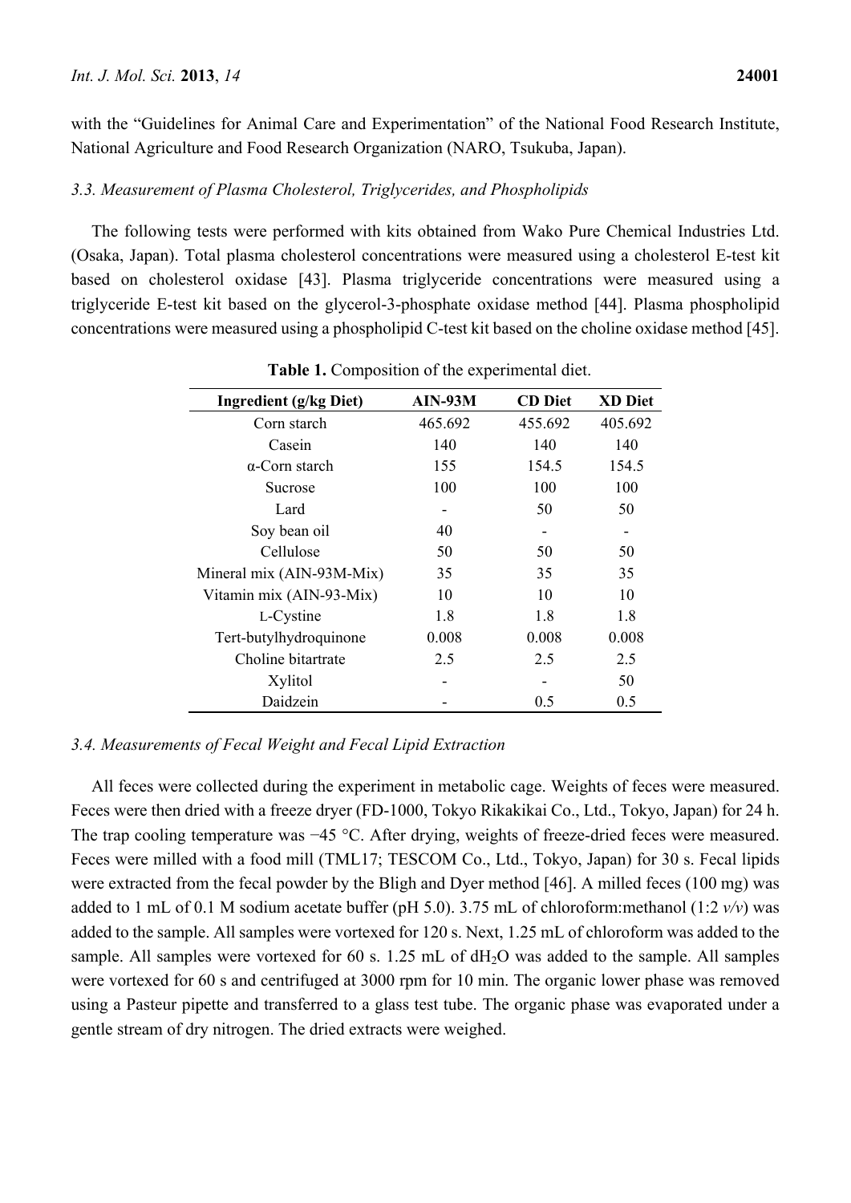with the "Guidelines for Animal Care and Experimentation" of the National Food Research Institute, National Agriculture and Food Research Organization (NARO, Tsukuba, Japan).

### *3.3. Measurement of Plasma Cholesterol, Triglycerides, and Phospholipids*

The following tests were performed with kits obtained from Wako Pure Chemical Industries Ltd. (Osaka, Japan). Total plasma cholesterol concentrations were measured using a cholesterol E-test kit based on cholesterol oxidase [43]. Plasma triglyceride concentrations were measured using a triglyceride E-test kit based on the glycerol-3-phosphate oxidase method [44]. Plasma phospholipid concentrations were measured using a phospholipid C-test kit based on the choline oxidase method [45].

**Table 1.** Composition of the experimental diet.

| Ingredient (g/kg Diet) | AIN-93M | CD Diet | XD Diet |
|---|---|---|---|
| Corn starch | 465.692 | 455.692 | 405.692 |
| Casein | 140 | 140 | 140 |
| α-Corn starch | 155 | 154.5 | 154.5 |
| Sucrose | 100 | 100 | 100 |
| Lard | - | 50 | 50 |
| Soy bean oil | 40 | - | - |
| Cellulose | 50 | 50 | 50 |
| Mineral mix (AIN-93M-Mix) | 35 | 35 | 35 |
| Vitamin mix (AIN-93-Mix) | 10 | 10 | 10 |
| L-Cystine | 1.8 | 1.8 | 1.8 |
| Tert-butylhydroquinone | 0.008 | 0.008 | 0.008 |
| Choline bitartrate | 2.5 | 2.5 | 2.5 |
| Xylitol | - | - | 50 |
| Daidzein | - | 0.5 | 0.5 |

### *3.4. Measurements of Fecal Weight and Fecal Lipid Extraction*

All feces were collected during the experiment in metabolic cage. Weights of feces were measured. Feces were then dried with a freeze dryer (FD-1000, Tokyo Rikakikai Co., Ltd., Tokyo, Japan) for 24 h. The trap cooling temperature was −45 °C. After drying, weights of freeze-dried feces were measured. Feces were milled with a food mill (TML17; TESCOM Co., Ltd., Tokyo, Japan) for 30 s. Fecal lipids were extracted from the fecal powder by the Bligh and Dyer method [46]. A milled feces (100 mg) was added to 1 mL of 0.1 M sodium acetate buffer (pH 5.0). 3.75 mL of chloroform:methanol (1:2 *v/v*) was added to the sample. All samples were vortexed for 120 s. Next, 1.25 mL of chloroform was added to the sample. All samples were vortexed for 60 s. 1.25 mL of $dH_2O$ was added to the sample. All samples were vortexed for 60 s and centrifuged at 3000 rpm for 10 min. The organic lower phase was removed using a Pasteur pipette and transferred to a glass test tube. The organic phase was evaporated under a gentle stream of dry nitrogen. The dried extracts were weighed.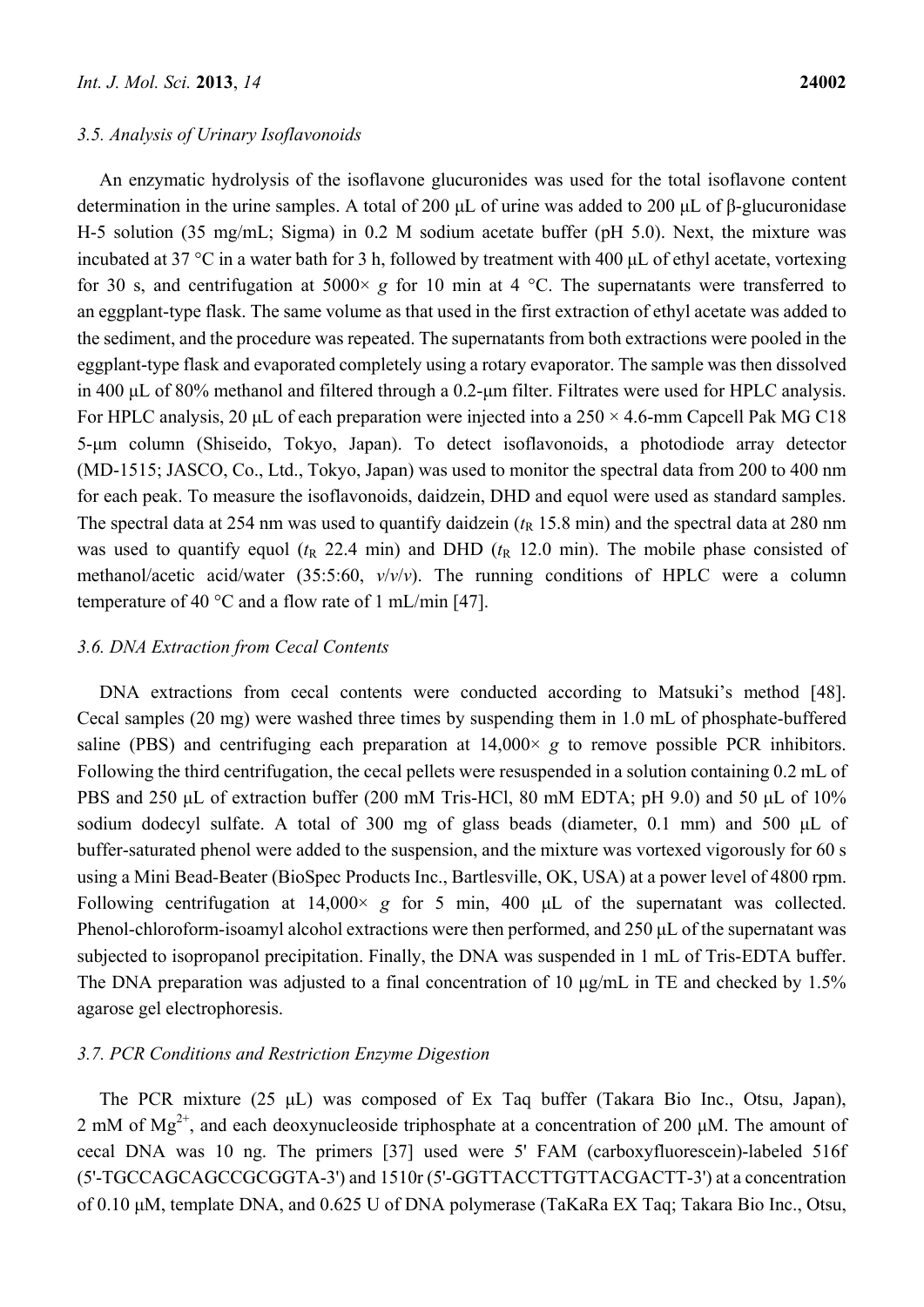### 3.5. Analysis of Urinary Isoflavonoids

An enzymatic hydrolysis of the isoflavone glucuronides was used for the total isoflavone content determination in the urine samples. A total of 200 μL of urine was added to 200 μL of β-glucuronidase H-5 solution (35 mg/mL; Sigma) in 0.2 M sodium acetate buffer (pH 5.0). Next, the mixture was incubated at 37 °C in a water bath for 3 h, followed by treatment with 400 μL of ethyl acetate, vortexing for 30 s, and centrifugation at 5000× *g* for 10 min at 4 °C. The supernatants were transferred to an eggplant-type flask. The same volume as that used in the first extraction of ethyl acetate was added to the sediment, and the procedure was repeated. The supernatants from both extractions were pooled in the eggplant-type flask and evaporated completely using a rotary evaporator. The sample was then dissolved in 400 μL of 80% methanol and filtered through a 0.2-μm filter. Filtrates were used for HPLC analysis. For HPLC analysis, 20 μL of each preparation were injected into a 250 × 4.6-mm Capcell Pak MG C18 5-μm column (Shiseido, Tokyo, Japan). To detect isoflavonoids, a photodiode array detector (MD-1515; JASCO, Co., Ltd., Tokyo, Japan) was used to monitor the spectral data from 200 to 400 nm for each peak. To measure the isoflavonoids, daidzein, DHD and equol were used as standard samples. The spectral data at 254 nm was used to quantify daidzein ($t_R$ 15.8 min) and the spectral data at 280 nm was used to quantify equol ($t_R$ 22.4 min) and DHD ($t_R$ 12.0 min). The mobile phase consisted of methanol/acetic acid/water (35:5:60, *v*/*v*/*v*). The running conditions of HPLC were a column temperature of 40 °C and a flow rate of 1 mL/min [47].

### 3.6. DNA Extraction from Cecal Contents

DNA extractions from cecal contents were conducted according to Matsuki's method [48]. Cecal samples (20 mg) were washed three times by suspending them in 1.0 mL of phosphate-buffered saline (PBS) and centrifuging each preparation at 14,000× *g* to remove possible PCR inhibitors. Following the third centrifugation, the cecal pellets were resuspended in a solution containing 0.2 mL of PBS and 250 μL of extraction buffer (200 mM Tris-HCl, 80 mM EDTA; pH 9.0) and 50 μL of 10% sodium dodecyl sulfate. A total of 300 mg of glass beads (diameter, 0.1 mm) and 500 μL of buffer-saturated phenol were added to the suspension, and the mixture was vortexed vigorously for 60 s using a Mini Bead-Beater (BioSpec Products Inc., Bartlesville, OK, USA) at a power level of 4800 rpm. Following centrifugation at 14,000× *g* for 5 min, 400 μL of the supernatant was collected. Phenol-chloroform-isoamyl alcohol extractions were then performed, and 250 μL of the supernatant was subjected to isopropanol precipitation. Finally, the DNA was suspended in 1 mL of Tris-EDTA buffer. The DNA preparation was adjusted to a final concentration of 10 μg/mL in TE and checked by 1.5% agarose gel electrophoresis.

### 3.7. PCR Conditions and Restriction Enzyme Digestion

The PCR mixture (25 μL) was composed of Ex Taq buffer (Takara Bio Inc., Otsu, Japan), 2 mM of $Mg^{2+}$, and each deoxynucleoside triphosphate at a concentration of 200 μM. The amount of cecal DNA was 10 ng. The primers [37] used were 5' FAM (carboxyfluorescein)-labeled 516f (5'-TGCCAGCAGCCGCGGTA-3') and 1510r (5'-GGTTACCTTGTTACGACTT-3') at a concentration of 0.10 μM, template DNA, and 0.625 U of DNA polymerase (TaKaRa EX Taq; Takara Bio Inc., Otsu,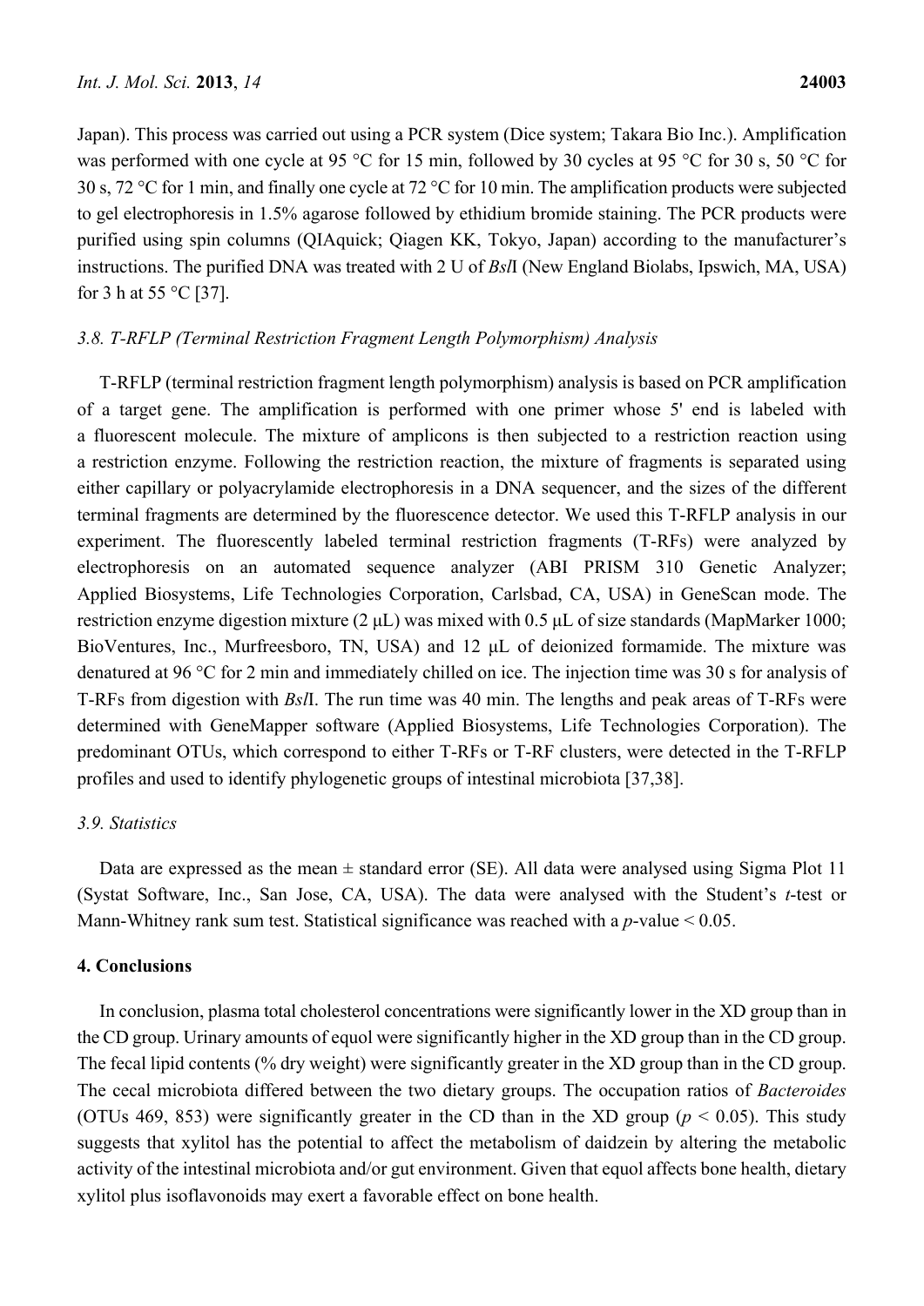Japan). This process was carried out using a PCR system (Dice system; Takara Bio Inc.). Amplification was performed with one cycle at 95 °C for 15 min, followed by 30 cycles at 95 °C for 30 s, 50 °C for 30 s, 72 °C for 1 min, and finally one cycle at 72 °C for 10 min. The amplification products were subjected to gel electrophoresis in 1.5% agarose followed by ethidium bromide staining. The PCR products were purified using spin columns (QIAquick; Qiagen KK, Tokyo, Japan) according to the manufacturer's instructions. The purified DNA was treated with 2 U of *Bsl*I (New England Biolabs, Ipswich, MA, USA) for 3 h at 55 °C [37].

### *3.8. T-RFLP (Terminal Restriction Fragment Length Polymorphism) Analysis*

T-RFLP (terminal restriction fragment length polymorphism) analysis is based on PCR amplification of a target gene. The amplification is performed with one primer whose 5' end is labeled with a fluorescent molecule. The mixture of amplicons is then subjected to a restriction reaction using a restriction enzyme. Following the restriction reaction, the mixture of fragments is separated using either capillary or polyacrylamide electrophoresis in a DNA sequencer, and the sizes of the different terminal fragments are determined by the fluorescence detector. We used this T-RFLP analysis in our experiment. The fluorescently labeled terminal restriction fragments (T-RFs) were analyzed by electrophoresis on an automated sequence analyzer (ABI PRISM 310 Genetic Analyzer; Applied Biosystems, Life Technologies Corporation, Carlsbad, CA, USA) in GeneScan mode. The restriction enzyme digestion mixture (2 μL) was mixed with 0.5 μL of size standards (MapMarker 1000; BioVentures, Inc., Murfreesboro, TN, USA) and 12 μL of deionized formamide. The mixture was denatured at 96 °C for 2 min and immediately chilled on ice. The injection time was 30 s for analysis of T-RFs from digestion with *Bsl*I. The run time was 40 min. The lengths and peak areas of T-RFs were determined with GeneMapper software (Applied Biosystems, Life Technologies Corporation). The predominant OTUs, which correspond to either T-RFs or T-RF clusters, were detected in the T-RFLP profiles and used to identify phylogenetic groups of intestinal microbiota [37,38].

### *3.9. Statistics*

Data are expressed as the mean ± standard error (SE). All data were analysed using Sigma Plot 11 (Systat Software, Inc., San Jose, CA, USA). The data were analysed with the Student's *t*-test or Mann-Whitney rank sum test. Statistical significance was reached with a *p*-value < 0.05.

## 4. Conclusions

In conclusion, plasma total cholesterol concentrations were significantly lower in the XD group than in the CD group. Urinary amounts of equol were significantly higher in the XD group than in the CD group. The fecal lipid contents (% dry weight) were significantly greater in the XD group than in the CD group. The cecal microbiota differed between the two dietary groups. The occupation ratios of *Bacteroides* (OTUs 469, 853) were significantly greater in the CD than in the XD group ($p < 0.05$). This study suggests that xylitol has the potential to affect the metabolism of daidzein by altering the metabolic activity of the intestinal microbiota and/or gut environment. Given that equol affects bone health, dietary xylitol plus isoflavonoids may exert a favorable effect on bone health.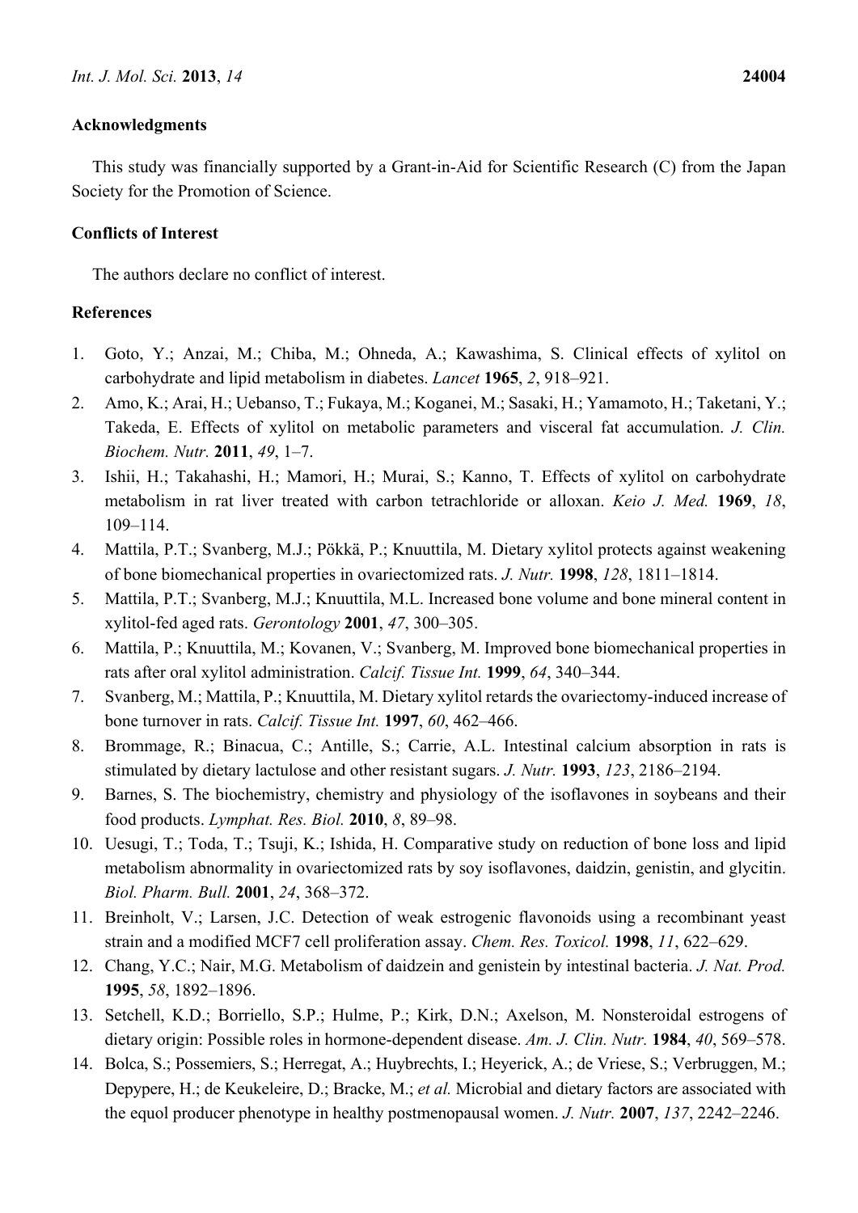## Acknowledgments

This study was financially supported by a Grant-in-Aid for Scientific Research (C) from the Japan Society for the Promotion of Science.

## Conflicts of Interest

The authors declare no conflict of interest.

## References

1. Goto, Y.; Anzai, M.; Chiba, M.; Ohneda, A.; Kawashima, S. Clinical effects of xylitol on carbohydrate and lipid metabolism in diabetes. *Lancet* **1965**, *2*, 918–921.
2. Amo, K.; Arai, H.; Uebanso, T.; Fukaya, M.; Koganei, M.; Sasaki, H.; Yamamoto, H.; Taketani, Y.; Takeda, E. Effects of xylitol on metabolic parameters and visceral fat accumulation. *J. Clin. Biochem. Nutr.* **2011**, *49*, 1–7.
3. Ishii, H.; Takahashi, H.; Mamori, H.; Murai, S.; Kanno, T. Effects of xylitol on carbohydrate metabolism in rat liver treated with carbon tetrachloride or alloxan. *Keio J. Med.* **1969**, *18*, 109–114.
4. Mattila, P.T.; Svanberg, M.J.; Pökkä, P.; Knuuttila, M. Dietary xylitol protects against weakening of bone biomechanical properties in ovariectomized rats. *J. Nutr.* **1998**, *128*, 1811–1814.
5. Mattila, P.T.; Svanberg, M.J.; Knuuttila, M.L. Increased bone volume and bone mineral content in xylitol-fed aged rats. *Gerontology* **2001**, *47*, 300–305.
6. Mattila, P.; Knuuttila, M.; Kovanen, V.; Svanberg, M. Improved bone biomechanical properties in rats after oral xylitol administration. *Calcif. Tissue Int.* **1999**, *64*, 340–344.
7. Svanberg, M.; Mattila, P.; Knuuttila, M. Dietary xylitol retards the ovariectomy-induced increase of bone turnover in rats. *Calcif. Tissue Int.* **1997**, *60*, 462–466.
8. Brommage, R.; Binacua, C.; Antille, S.; Carrie, A.L. Intestinal calcium absorption in rats is stimulated by dietary lactulose and other resistant sugars. *J. Nutr.* **1993**, *123*, 2186–2194.
9. Barnes, S. The biochemistry, chemistry and physiology of the isoflavones in soybeans and their food products. *Lymphat. Res. Biol.* **2010**, *8*, 89–98.
10. Uesugi, T.; Toda, T.; Tsuji, K.; Ishida, H. Comparative study on reduction of bone loss and lipid metabolism abnormality in ovariectomized rats by soy isoflavones, daidzin, genistin, and glycitin. *Biol. Pharm. Bull.* **2001**, *24*, 368–372.
11. Breinholt, V.; Larsen, J.C. Detection of weak estrogenic flavonoids using a recombinant yeast strain and a modified MCF7 cell proliferation assay. *Chem. Res. Toxicol.* **1998**, *11*, 622–629.
12. Chang, Y.C.; Nair, M.G. Metabolism of daidzein and genistein by intestinal bacteria. *J. Nat. Prod.* **1995**, *58*, 1892–1896.
13. Setchell, K.D.; Borriello, S.P.; Hulme, P.; Kirk, D.N.; Axelson, M. Nonsteroidal estrogens of dietary origin: Possible roles in hormone-dependent disease. *Am. J. Clin. Nutr.* **1984**, *40*, 569–578.
14. Bolca, S.; Possemiers, S.; Herregat, A.; Huybrechts, I.; Heyerick, A.; de Vriese, S.; Verbruggen, M.; Depypere, H.; de Keukeleire, D.; Bracke, M.; *et al.* Microbial and dietary factors are associated with the equol producer phenotype in healthy postmenopausal women. *J. Nutr.* **2007**, *137*, 2242–2246.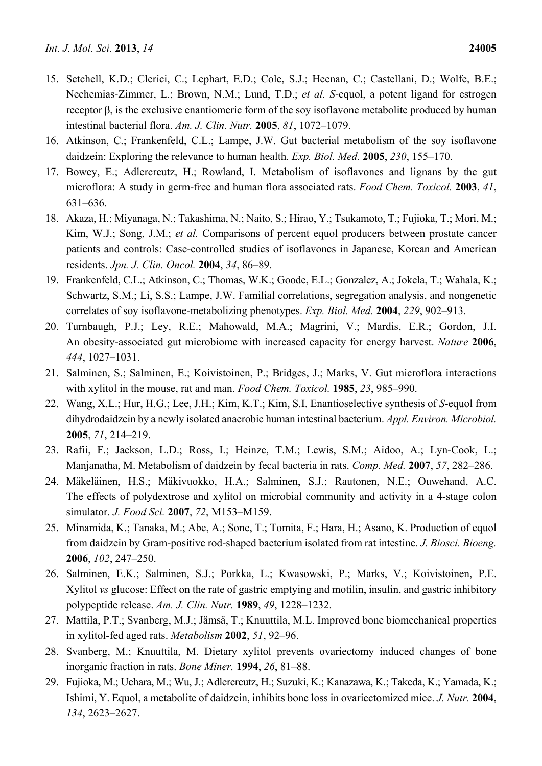15. Setchell, K.D.; Clerici, C.; Lephart, E.D.; Cole, S.J.; Heenan, C.; Castellani, D.; Wolfe, B.E.; Nechemias-Zimmer, L.; Brown, N.M.; Lund, T.D.; *et al.* *S*-equol, a potent ligand for estrogen receptor β, is the exclusive enantiomeric form of the soy isoflavone metabolite produced by human intestinal bacterial flora. *Am. J. Clin. Nutr.* **2005**, *81*, 1072–1079.
16. Atkinson, C.; Frankenfeld, C.L.; Lampe, J.W. Gut bacterial metabolism of the soy isoflavone daidzein: Exploring the relevance to human health. *Exp. Biol. Med.* **2005**, *230*, 155–170.
17. Bowey, E.; Adlercreutz, H.; Rowland, I. Metabolism of isoflavones and lignans by the gut microflora: A study in germ-free and human flora associated rats. *Food Chem. Toxicol.* **2003**, *41*, 631–636.
18. Akaza, H.; Miyanaga, N.; Takashima, N.; Naito, S.; Hirao, Y.; Tsukamoto, T.; Fujioka, T.; Mori, M.; Kim, W.J.; Song, J.M.; *et al.* Comparisons of percent equol producers between prostate cancer patients and controls: Case-controlled studies of isoflavones in Japanese, Korean and American residents. *Jpn. J. Clin. Oncol.* **2004**, *34*, 86–89.
19. Frankenfeld, C.L.; Atkinson, C.; Thomas, W.K.; Goode, E.L.; Gonzalez, A.; Jokela, T.; Wahala, K.; Schwartz, S.M.; Li, S.S.; Lampe, J.W. Familial correlations, segregation analysis, and nongenetic correlates of soy isoflavone-metabolizing phenotypes. *Exp. Biol. Med.* **2004**, *229*, 902–913.
20. Turnbaugh, P.J.; Ley, R.E.; Mahowald, M.A.; Magrini, V.; Mardis, E.R.; Gordon, J.I. An obesity-associated gut microbiome with increased capacity for energy harvest. *Nature* **2006**, *444*, 1027–1031.
21. Salminen, S.; Salminen, E.; Koivistoinen, P.; Bridges, J.; Marks, V. Gut microflora interactions with xylitol in the mouse, rat and man. *Food Chem. Toxicol.* **1985**, *23*, 985–990.
22. Wang, X.L.; Hur, H.G.; Lee, J.H.; Kim, K.T.; Kim, S.I. Enantioselective synthesis of *S*-equol from dihydrodaidzein by a newly isolated anaerobic human intestinal bacterium. *Appl. Environ. Microbiol.* **2005**, *71*, 214–219.
23. Rafii, F.; Jackson, L.D.; Ross, I.; Heinze, T.M.; Lewis, S.M.; Aidoo, A.; Lyn-Cook, L.; Manjanatha, M. Metabolism of daidzein by fecal bacteria in rats. *Comp. Med.* **2007**, *57*, 282–286.
24. Mäkeläinen, H.S.; Mäkivuokko, H.A.; Salminen, S.J.; Rautonen, N.E.; Ouwehand, A.C. The effects of polydextrose and xylitol on microbial community and activity in a 4-stage colon simulator. *J. Food Sci.* **2007**, *72*, M153–M159.
25. Minamida, K.; Tanaka, M.; Abe, A.; Sone, T.; Tomita, F.; Hara, H.; Asano, K. Production of equol from daidzein by Gram-positive rod-shaped bacterium isolated from rat intestine. *J. Biosci. Bioeng.* **2006**, *102*, 247–250.
26. Salminen, E.K.; Salminen, S.J.; Porkka, L.; Kwasowski, P.; Marks, V.; Koivistoinen, P.E. Xylitol *vs* glucose: Effect on the rate of gastric emptying and motilin, insulin, and gastric inhibitory polypeptide release. *Am. J. Clin. Nutr.* **1989**, *49*, 1228–1232.
27. Mattila, P.T.; Svanberg, M.J.; Jämsä, T.; Knuuttila, M.L. Improved bone biomechanical properties in xylitol-fed aged rats. *Metabolism* **2002**, *51*, 92–96.
28. Svanberg, M.; Knuuttila, M. Dietary xylitol prevents ovariectomy induced changes of bone inorganic fraction in rats. *Bone Miner.* **1994**, *26*, 81–88.
29. Fujioka, M.; Uehara, M.; Wu, J.; Adlercreutz, H.; Suzuki, K.; Kanazawa, K.; Takeda, K.; Yamada, K.; Ishimi, Y. Equol, a metabolite of daidzein, inhibits bone loss in ovariectomized mice. *J. Nutr.* **2004**, *134*, 2623–2627.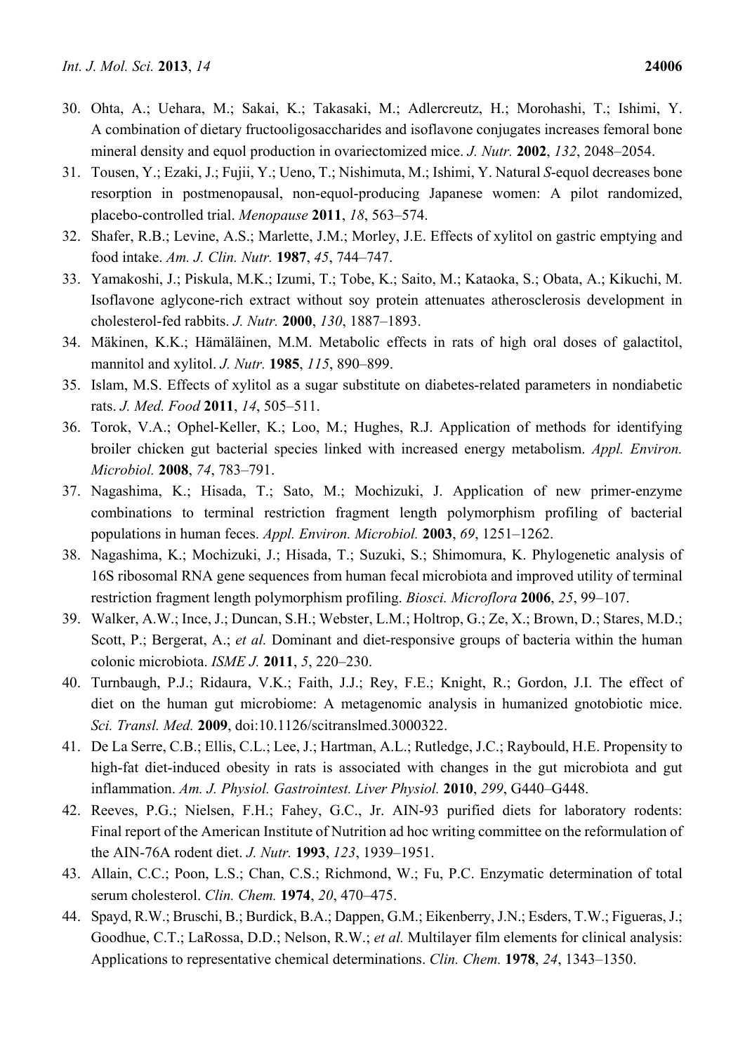30. Ohta, A.; Uehara, M.; Sakai, K.; Takasaki, M.; Adlercreutz, H.; Morohashi, T.; Ishimi, Y. A combination of dietary fructooligosaccharides and isoflavone conjugates increases femoral bone mineral density and equol production in ovariectomized mice. *J. Nutr.* **2002**, *132*, 2048–2054.
31. Tousen, Y.; Ezaki, J.; Fujii, Y.; Ueno, T.; Nishimuta, M.; Ishimi, Y. Natural *S*-equol decreases bone resorption in postmenopausal, non-equol-producing Japanese women: A pilot randomized, placebo-controlled trial. *Menopause* **2011**, *18*, 563–574.
32. Shafer, R.B.; Levine, A.S.; Marlette, J.M.; Morley, J.E. Effects of xylitol on gastric emptying and food intake. *Am. J. Clin. Nutr.* **1987**, *45*, 744–747.
33. Yamakoshi, J.; Piskula, M.K.; Izumi, T.; Tobe, K.; Saito, M.; Kataoka, S.; Obata, A.; Kikuchi, M. Isoflavone aglycone-rich extract without soy protein attenuates atherosclerosis development in cholesterol-fed rabbits. *J. Nutr.* **2000**, *130*, 1887–1893.
34. Mäkinen, K.K.; Hämäläinen, M.M. Metabolic effects in rats of high oral doses of galactitol, mannitol and xylitol. *J. Nutr.* **1985**, *115*, 890–899.
35. Islam, M.S. Effects of xylitol as a sugar substitute on diabetes-related parameters in nondiabetic rats. *J. Med. Food* **2011**, *14*, 505–511.
36. Torok, V.A.; Ophel-Keller, K.; Loo, M.; Hughes, R.J. Application of methods for identifying broiler chicken gut bacterial species linked with increased energy metabolism. *Appl. Environ. Microbiol.* **2008**, *74*, 783–791.
37. Nagashima, K.; Hisada, T.; Sato, M.; Mochizuki, J. Application of new primer-enzyme combinations to terminal restriction fragment length polymorphism profiling of bacterial populations in human feces. *Appl. Environ. Microbiol.* **2003**, *69*, 1251–1262.
38. Nagashima, K.; Mochizuki, J.; Hisada, T.; Suzuki, S.; Shimomura, K. Phylogenetic analysis of 16S ribosomal RNA gene sequences from human fecal microbiota and improved utility of terminal restriction fragment length polymorphism profiling. *Biosci. Microflora* **2006**, *25*, 99–107.
39. Walker, A.W.; Ince, J.; Duncan, S.H.; Webster, L.M.; Holtrop, G.; Ze, X.; Brown, D.; Stares, M.D.; Scott, P.; Bergerat, A.; *et al.* Dominant and diet-responsive groups of bacteria within the human colonic microbiota. *ISME J.* **2011**, *5*, 220–230.
40. Turnbaugh, P.J.; Ridaura, V.K.; Faith, J.J.; Rey, F.E.; Knight, R.; Gordon, J.I. The effect of diet on the human gut microbiome: A metagenomic analysis in humanized gnotobiotic mice. *Sci. Transl. Med.* **2009**, doi:10.1126/scitranslmed.3000322.
41. De La Serre, C.B.; Ellis, C.L.; Lee, J.; Hartman, A.L.; Rutledge, J.C.; Raybould, H.E. Propensity to high-fat diet-induced obesity in rats is associated with changes in the gut microbiota and gut inflammation. *Am. J. Physiol. Gastrointest. Liver Physiol.* **2010**, *299*, G440–G448.
42. Reeves, P.G.; Nielsen, F.H.; Fahey, G.C., Jr. AIN-93 purified diets for laboratory rodents: Final report of the American Institute of Nutrition ad hoc writing committee on the reformulation of the AIN-76A rodent diet. *J. Nutr.* **1993**, *123*, 1939–1951.
43. Allain, C.C.; Poon, L.S.; Chan, C.S.; Richmond, W.; Fu, P.C. Enzymatic determination of total serum cholesterol. *Clin. Chem.* **1974**, *20*, 470–475.
44. Spayd, R.W.; Bruschi, B.; Burdick, B.A.; Dappen, G.M.; Eikenberry, J.N.; Esders, T.W.; Figueras, J.; Goodhue, C.T.; LaRossa, D.D.; Nelson, R.W.; *et al.* Multilayer film elements for clinical analysis: Applications to representative chemical determinations. *Clin. Chem.* **1978**, *24*, 1343–1350.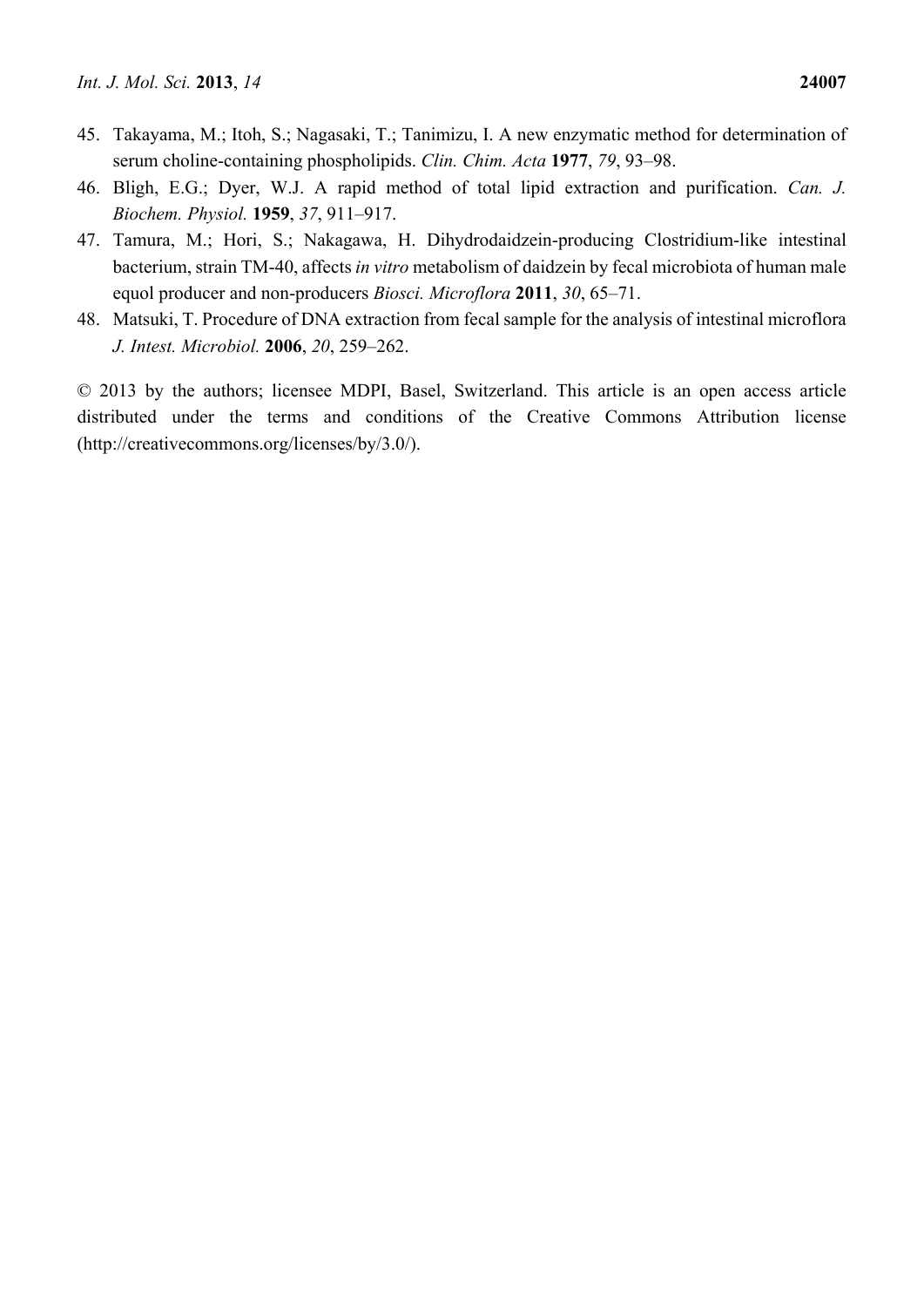45. Takayama, M.; Itoh, S.; Nagasaki, T.; Tanimizu, I. A new enzymatic method for determination of serum choline-containing phospholipids. *Clin. Chim. Acta* **1977**, *79*, 93–98.
46. Bligh, E.G.; Dyer, W.J. A rapid method of total lipid extraction and purification. *Can. J. Biochem. Physiol.* **1959**, *37*, 911–917.
47. Tamura, M.; Hori, S.; Nakagawa, H. Dihydrodaidzein-producing Clostridium-like intestinal bacterium, strain TM-40, affects *in vitro* metabolism of daidzein by fecal microbiota of human male equol producer and non-producers *Biosci. Microflora* **2011**, *30*, 65–71.
48. Matsuki, T. Procedure of DNA extraction from fecal sample for the analysis of intestinal microflora *J. Intest. Microbiol.* **2006**, *20*, 259–262.

© 2013 by the authors; licensee MDPI, Basel, Switzerland. This article is an open access article distributed under the terms and conditions of the Creative Commons Attribution license (http://creativecommons.org/licenses/by/3.0/).